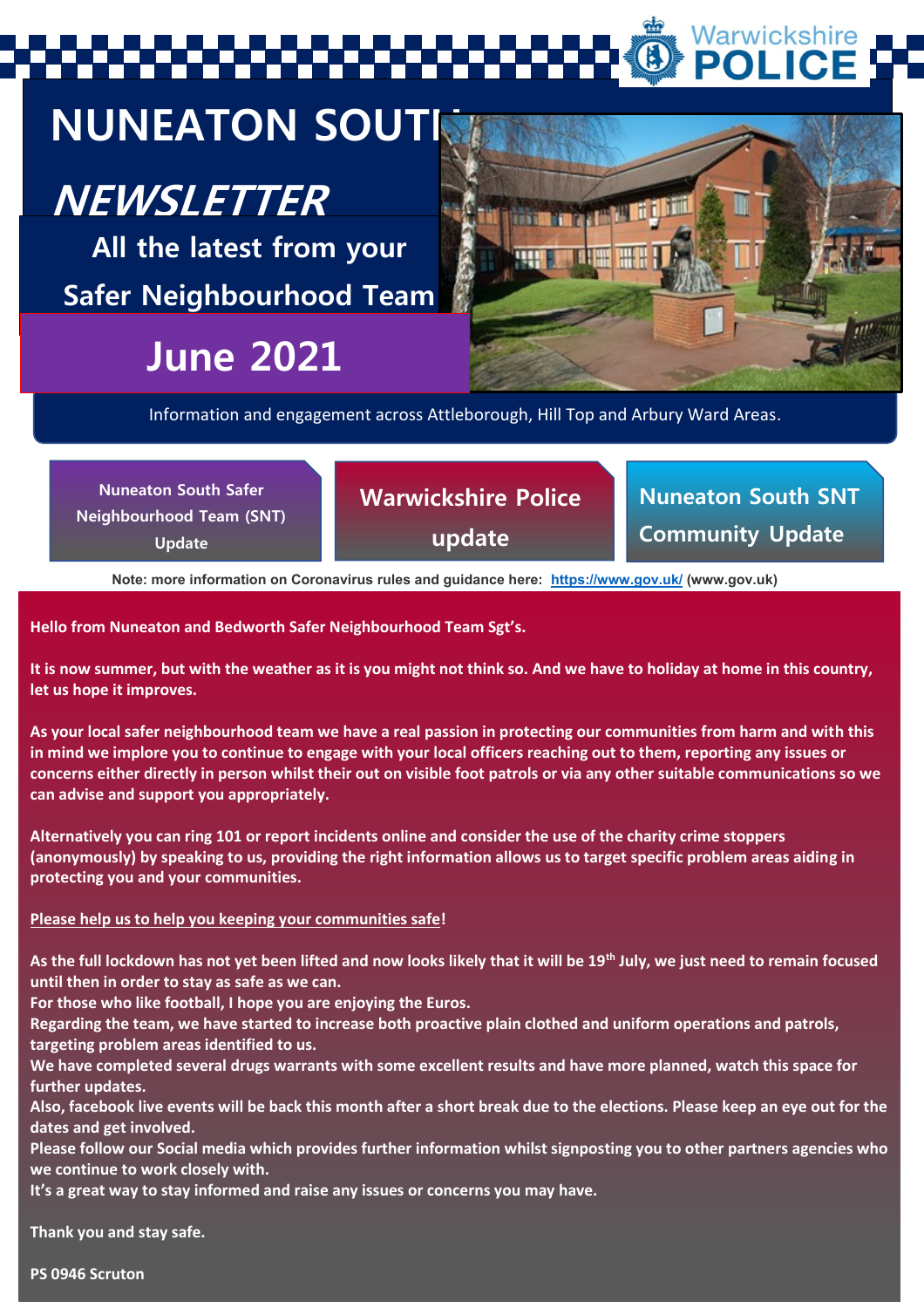Warwickshire POLICE

# NUNEATON SOUTH

# *NEWSLETTER*

## All the latest from your Safer Neighbourhood Team

## June 2021

Information and engagement across Attleborough, Hill Top and Arbury Ward Areas.

Nuneaton South Safer Neighbourhood Team (SNT) Update

Warwickshire Police update

Nuneaton South SNT Community Update

**Note: more information on Coronavirus rules and guidance here: [https://www.gov.uk/](https://www.gov.uk/) (www.gov.uk)**

**Hello from Nuneaton and Bedworth Safer Neighbourhood Team Sgt's.**

**It is now summer, but with the weather as it is you might not think so. And we have to holiday at home in this country, let us hope it improves.**

**As your local safer neighbourhood team we have a real passion in protecting our communities from harm and with this in mind we implore you to continue to engage with your local officers reaching out to them, reporting any issues or concerns either directly in person whilst their out on visible foot patrols or via any other suitable communications so we can advise and support you appropriately.**

**Alternatively you can ring 101 or report incidents online and consider the use of the charity crime stoppers (anonymously) by speaking to us, providing the right information allows us to target specific problem areas aiding in protecting you and your communities.**

**Please help us to help you keeping your communities safe!**

**As the full lockdown has not yet been lifted and now looks likely that it will be 19th July, we just need to remain focused until then in order to stay as safe as we can.**
**For those who like football, I hope you are enjoying the Euros.**
**Regarding the team, we have started to increase both proactive plain clothed and uniform operations and patrols, targeting problem areas identified to us.**
**We have completed several drugs warrants with some excellent results and have more planned, watch this space for further updates.**
**Also, facebook live events will be back this month after a short break due to the elections. Please keep an eye out for the dates and get involved.**
**Please follow our Social media which provides further information whilst signposting you to other partners agencies who we continue to work closely with.**
**It's a great way to stay informed and raise any issues or concerns you may have.**

**Thank you and stay safe.**

**PS 0946 Scruton**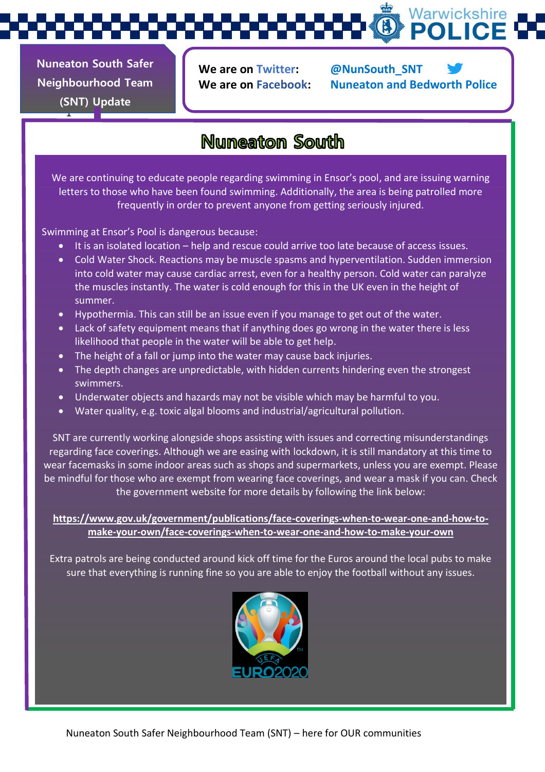Nuneaton South Safer Neighbourhood Team (SNT) Update

We are on Twitter: @NunSouth_SNT
We are on Facebook: Nuneaton and Bedworth Police

# Nuneaton South

We are continuing to educate people regarding swimming in Ensor's pool, and are issuing warning letters to those who have been found swimming. Additionally, the area is being patrolled more frequently in order to prevent anyone from getting seriously injured.

Swimming at Ensor's Pool is dangerous because:

- It is an isolated location – help and rescue could arrive too late because of access issues.
- Cold Water Shock. Reactions may be muscle spasms and hyperventilation. Sudden immersion into cold water may cause cardiac arrest, even for a healthy person. Cold water can paralyze the muscles instantly. The water is cold enough for this in the UK even in the height of summer.
- Hypothermia. This can still be an issue even if you manage to get out of the water.
- Lack of safety equipment means that if anything does go wrong in the water there is less likelihood that people in the water will be able to get help.
- The height of a fall or jump into the water may cause back injuries.
- The depth changes are unpredictable, with hidden currents hindering even the strongest swimmers.
- Underwater objects and hazards may not be visible which may be harmful to you.
- Water quality, e.g. toxic algal blooms and industrial/agricultural pollution.

SNT are currently working alongside shops assisting with issues and correcting misunderstandings regarding face coverings. Although we are easing with lockdown, it is still mandatory at this time to wear facemasks in some indoor areas such as shops and supermarkets, unless you are exempt. Please be mindful for those who are exempt from wearing face coverings, and wear a mask if you can. Check the government website for more details by following the link below:

**https://www.gov.uk/government/publications/face-coverings-when-to-wear-one-and-how-to-make-your-own/face-coverings-when-to-wear-one-and-how-to-make-your-own**

Extra patrols are being conducted around kick off time for the Euros around the local pubs to make sure that everything is running fine so you are able to enjoy the football without any issues.

Nuneaton South Safer Neighbourhood Team (SNT) – here for OUR communities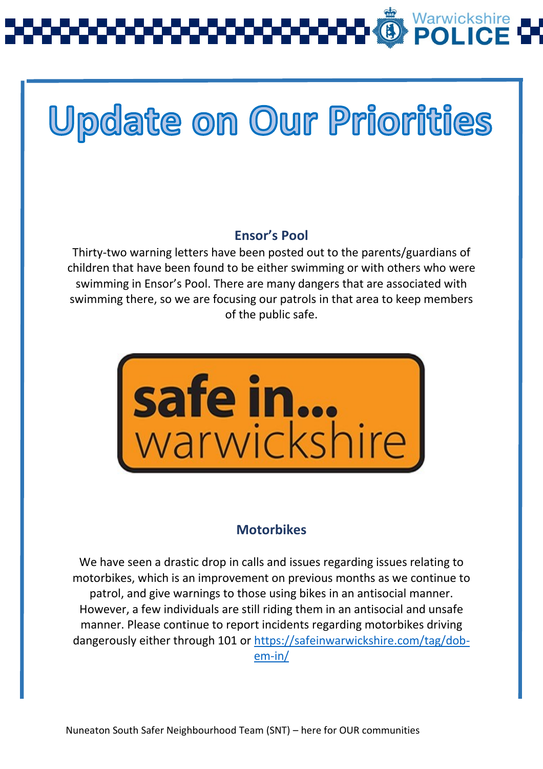# Update on Our Priorities

### Ensor's Pool

Thirty-two warning letters have been posted out to the parents/guardians of children that have been found to be either swimming or with others who were swimming in Ensor's Pool. There are many dangers that are associated with swimming there, so we are focusing our patrols in that area to keep members of the public safe.

safe in... warwickshire

### Motorbikes

We have seen a drastic drop in calls and issues regarding issues relating to motorbikes, which is an improvement on previous months as we continue to patrol, and give warnings to those using bikes in an antisocial manner. However, a few individuals are still riding them in an antisocial and unsafe manner. Please continue to report incidents regarding motorbikes driving dangerously either through 101 or https://safeinwarwickshire.com/tag/dob-em-in/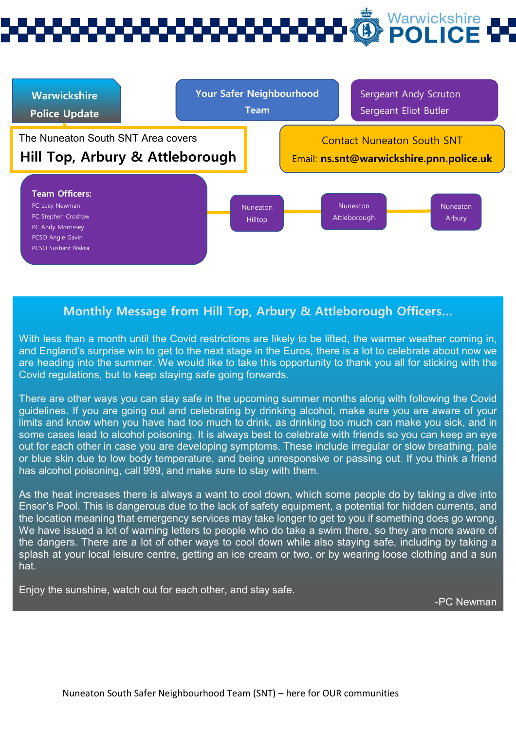Warwickshire POLICE

**Warwickshire Police Update**

**Your Safer Neighbourhood Team**

Sergeant Andy Scruton
Sergeant Eliot Butler

The Nuneaton South SNT Area covers

## Hill Top, Arbury & Attleborough

Contact Nuneaton South SNT

Email: **ns.snt@warwickshire.pnn.police.uk**

**Team Officers:**

- PC Lucy Newman
- PC Stephen Croshaw
- PC Andy Morrissey
- PCSO Angie Gavin
- PCSO Sushant Nakra

Nuneaton Hilltop — Nuneaton Attleborough — Nuneaton Arbury

## Monthly Message from Hill Top, Arbury & Attleborough Officers…

With less than a month until the Covid restrictions are likely to be lifted, the warmer weather coming in, and England's surprise win to get to the next stage in the Euros, there is a lot to celebrate about now we are heading into the summer. We would like to take this opportunity to thank you all for sticking with the Covid regulations, but to keep staying safe going forwards.

There are other ways you can stay safe in the upcoming summer months along with following the Covid guidelines. If you are going out and celebrating by drinking alcohol, make sure you are aware of your limits and know when you have had too much to drink, as drinking too much can make you sick, and in some cases lead to alcohol poisoning. It is always best to celebrate with friends so you can keep an eye out for each other in case you are developing symptoms. These include irregular or slow breathing, pale or blue skin due to low body temperature, and being unresponsive or passing out. If you think a friend has alcohol poisoning, call 999, and make sure to stay with them.

As the heat increases there is always a want to cool down, which some people do by taking a dive into Ensor's Pool. This is dangerous due to the lack of safety equipment, a potential for hidden currents, and the location meaning that emergency services may take longer to get to you if something does go wrong. We have issued a lot of warning letters to people who do take a swim there, so they are more aware of the dangers. There are a lot of other ways to cool down while also staying safe, including by taking a splash at your local leisure centre, getting an ice cream or two, or by wearing loose clothing and a sun hat.

Enjoy the sunshine, watch out for each other, and stay safe.

-PC Newman

Nuneaton South Safer Neighbourhood Team (SNT) – here for OUR communities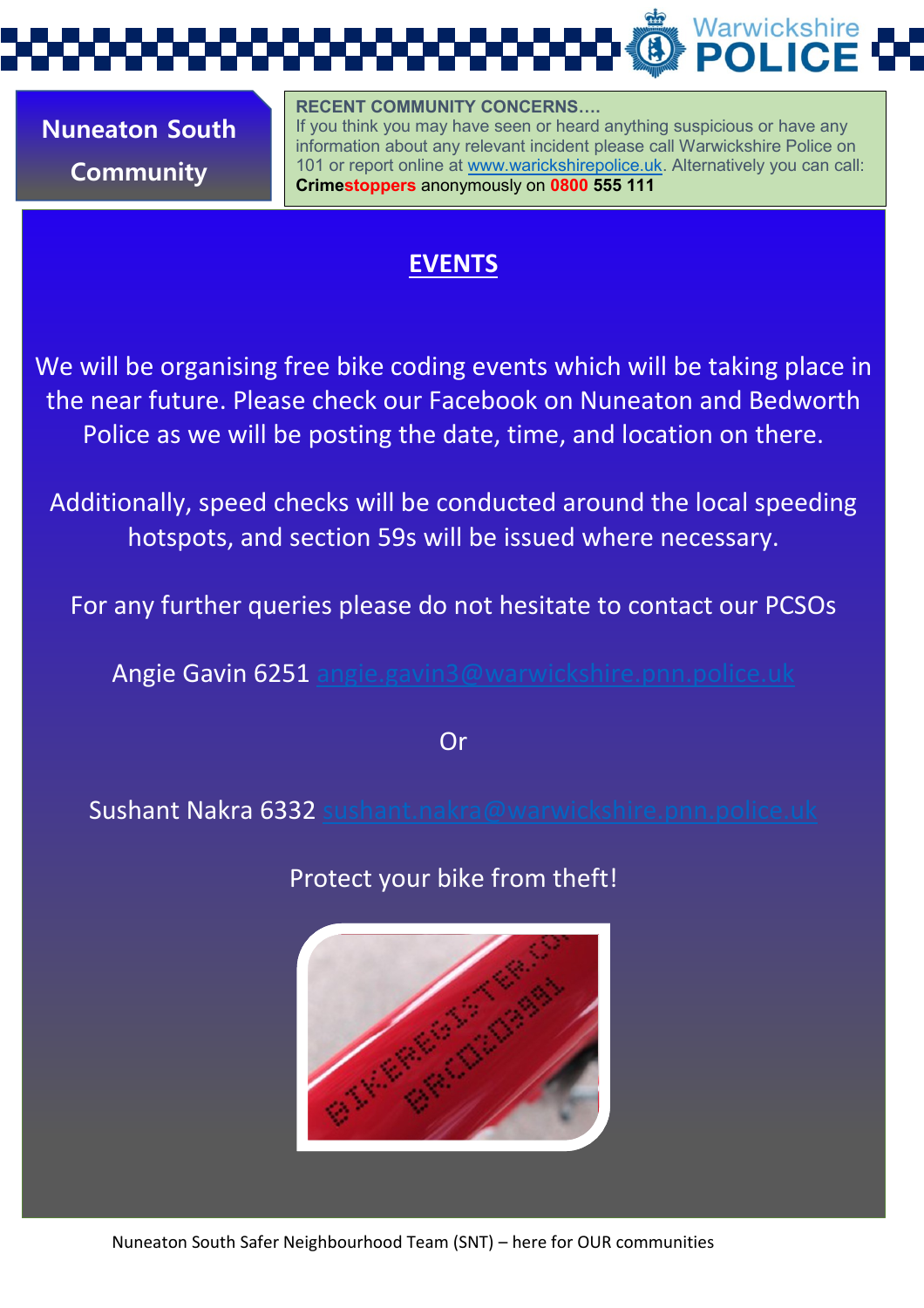Nuneaton South Community

**RECENT COMMUNITY CONCERNS….**
If you think you may have seen or heard anything suspicious or have any information about any relevant incident please call Warwickshire Police on 101 or report online at www.warickshirepolice.uk. Alternatively you can call: **Crimestoppers** anonymously on **0800 555 111**

## EVENTS

We will be organising free bike coding events which will be taking place in the near future. Please check our Facebook on Nuneaton and Bedworth Police as we will be posting the date, time, and location on there.

Additionally, speed checks will be conducted around the local speeding hotspots, and section 59s will be issued where necessary.

For any further queries please do not hesitate to contact our PCSOs

Angie Gavin 6251 angie.gavin3@warwickshire.pnn.police.uk

Or

Sushant Nakra 6332 sushant.nakra@warwickshire.pnn.police.uk

Protect your bike from theft!

Nuneaton South Safer Neighbourhood Team (SNT) – here for OUR communities